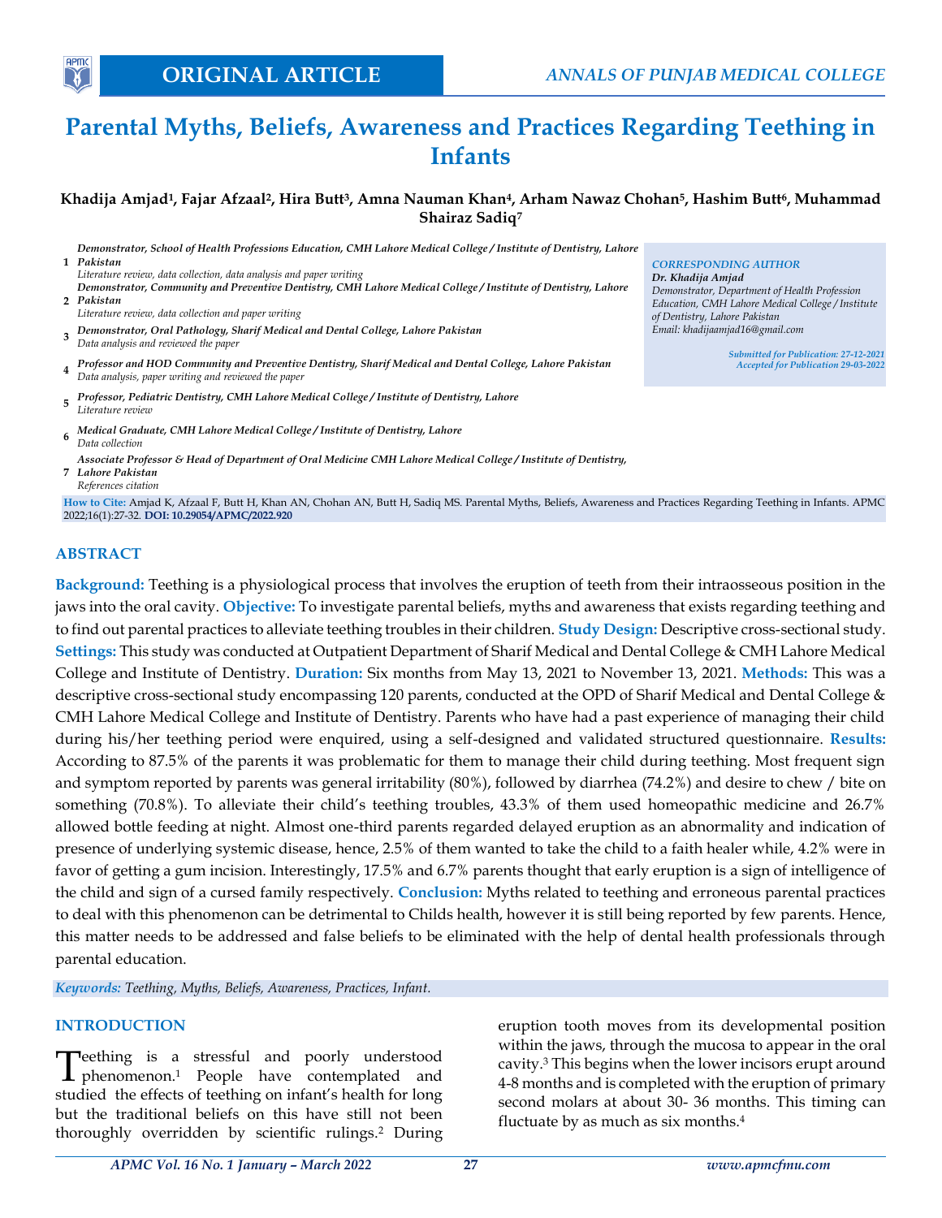# Parental Myths, Beliefs, Awareness and Practices Regarding Teething in Infants

**Khadija Amjad[1], Fajar Afzaal[2], Hira Butt[3], Amna Nauman Khan[4], Arham Nawaz Chohan[5], Hashim Butt[6], Muhammad Shairaz Sadiq[7]**

1. *Demonstrator, School of Health Professions Education, CMH Lahore Medical College / Institute of Dentistry, Lahore Pakistan*
   *Literature review, data collection, data analysis and paper writing*
2. *Demonstrator, Community and Preventive Dentistry, CMH Lahore Medical College / Institute of Dentistry, Lahore Pakistan*
   *Literature review, data collection and paper writing*
3. *Demonstrator, Oral Pathology, Sharif Medical and Dental College, Lahore Pakistan*
   *Data analysis and reviewed the paper*
4. *Professor and HOD Community and Preventive Dentistry, Sharif Medical and Dental College, Lahore Pakistan*
   *Data analysis, paper writing and reviewed the paper*
5. *Professor, Pediatric Dentistry, CMH Lahore Medical College / Institute of Dentistry, Lahore*
   *Literature review*
6. *Medical Graduate, CMH Lahore Medical College / Institute of Dentistry, Lahore*
   *Data collection*
7. *Associate Professor & Head of Department of Oral Medicine CMH Lahore Medical College / Institute of Dentistry, Lahore Pakistan*
   *References citation*

*CORRESPONDING AUTHOR*
***Dr. Khadija Amjad***
*Demonstrator, Department of Health Profession Education, CMH Lahore Medical College / Institute of Dentistry, Lahore Pakistan*
*Email: khadijaamjad16@gmail.com*

*Submitted for Publication: 27-12-2021*
*Accepted for Publication 29-03-2022*

**How to Cite:** Amjad K, Afzaal F, Butt H, Khan AN, Chohan AN, Butt H, Sadiq MS. Parental Myths, Beliefs, Awareness and Practices Regarding Teething in Infants. APMC 2022;16(1):27-32. **DOI: 10.29054/APMC/2022.920**

## ABSTRACT

**Background:** Teething is a physiological process that involves the eruption of teeth from their intraosseous position in the jaws into the oral cavity. **Objective:** To investigate parental beliefs, myths and awareness that exists regarding teething and to find out parental practices to alleviate teething troubles in their children. **Study Design:** Descriptive cross-sectional study. **Settings:** This study was conducted at Outpatient Department of Sharif Medical and Dental College & CMH Lahore Medical College and Institute of Dentistry. **Duration:** Six months from May 13, 2021 to November 13, 2021. **Methods:** This was a descriptive cross-sectional study encompassing 120 parents, conducted at the OPD of Sharif Medical and Dental College & CMH Lahore Medical College and Institute of Dentistry. Parents who have had a past experience of managing their child during his/her teething period were enquired, using a self-designed and validated structured questionnaire. **Results:** According to 87.5% of the parents it was problematic for them to manage their child during teething. Most frequent sign and symptom reported by parents was general irritability (80%), followed by diarrhea (74.2%) and desire to chew / bite on something (70.8%). To alleviate their child's teething troubles, 43.3% of them used homeopathic medicine and 26.7% allowed bottle feeding at night. Almost one-third parents regarded delayed eruption as an abnormality and indication of presence of underlying systemic disease, hence, 2.5% of them wanted to take the child to a faith healer while, 4.2% were in favor of getting a gum incision. Interestingly, 17.5% and 6.7% parents thought that early eruption is a sign of intelligence of the child and sign of a cursed family respectively. **Conclusion:** Myths related to teething and erroneous parental practices to deal with this phenomenon can be detrimental to Childs health, however it is still being reported by few parents. Hence, this matter needs to be addressed and false beliefs to be eliminated with the help of dental health professionals through parental education.

***Keywords:*** *Teething, Myths, Beliefs, Awareness, Practices, Infant.*

## INTRODUCTION

Teething is a stressful and poorly understood phenomenon.[1] People have contemplated and studied the effects of teething on infant's health for long but the traditional beliefs on this have still not been thoroughly overridden by scientific rulings.[2] During eruption tooth moves from its developmental position within the jaws, through the mucosa to appear in the oral cavity.[3] This begins when the lower incisors erupt around 4-8 months and is completed with the eruption of primary second molars at about 30- 36 months. This timing can fluctuate by as much as six months.[4]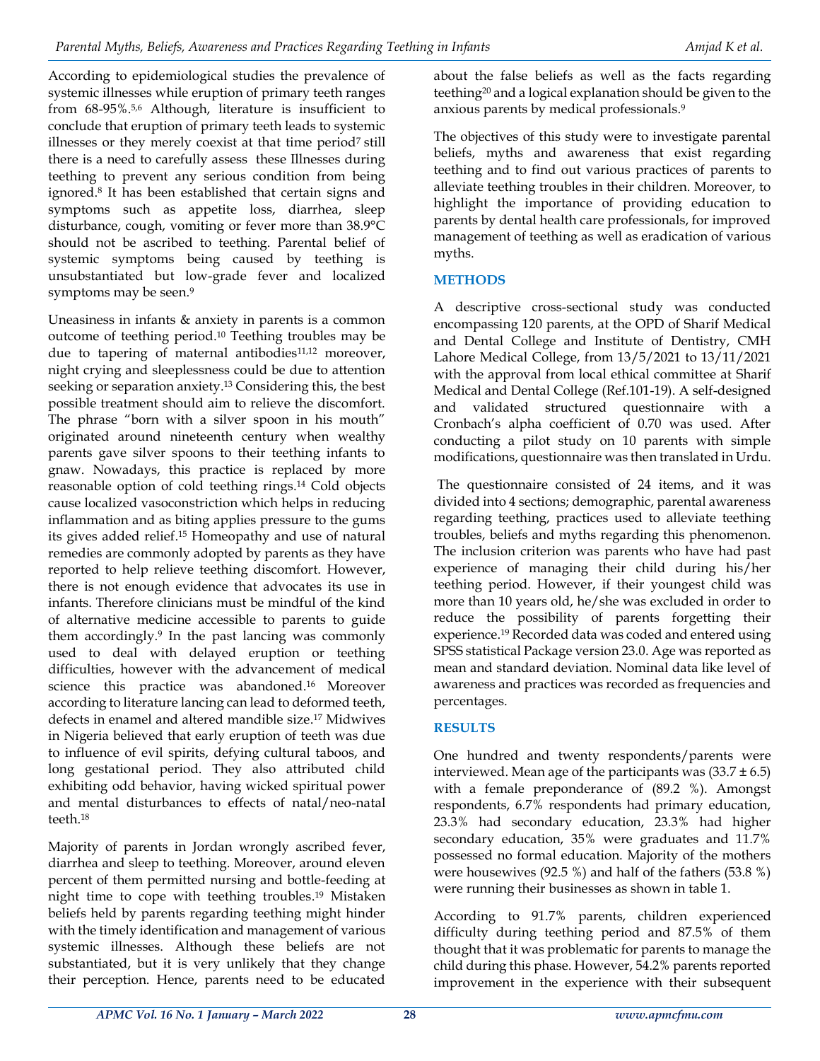According to epidemiological studies the prevalence of systemic illnesses while eruption of primary teeth ranges from 68-95%.[5,6] Although, literature is insufficient to conclude that eruption of primary teeth leads to systemic illnesses or they merely coexist at that time period[7] still there is a need to carefully assess these Illnesses during teething to prevent any serious condition from being ignored.[8] It has been established that certain signs and symptoms such as appetite loss, diarrhea, sleep disturbance, cough, vomiting or fever more than 38.9°C should not be ascribed to teething. Parental belief of systemic symptoms being caused by teething is unsubstantiated but low-grade fever and localized symptoms may be seen.[9]

Uneasiness in infants & anxiety in parents is a common outcome of teething period.[10] Teething troubles may be due to tapering of maternal antibodies[11,12] moreover, night crying and sleeplessness could be due to attention seeking or separation anxiety.[13] Considering this, the best possible treatment should aim to relieve the discomfort. The phrase "born with a silver spoon in his mouth" originated around nineteenth century when wealthy parents gave silver spoons to their teething infants to gnaw. Nowadays, this practice is replaced by more reasonable option of cold teething rings.[14] Cold objects cause localized vasoconstriction which helps in reducing inflammation and as biting applies pressure to the gums its gives added relief.[15] Homeopathy and use of natural remedies are commonly adopted by parents as they have reported to help relieve teething discomfort. However, there is not enough evidence that advocates its use in infants. Therefore clinicians must be mindful of the kind of alternative medicine accessible to parents to guide them accordingly.[9] In the past lancing was commonly used to deal with delayed eruption or teething difficulties, however with the advancement of medical science this practice was abandoned.[16] Moreover according to literature lancing can lead to deformed teeth, defects in enamel and altered mandible size.[17] Midwives in Nigeria believed that early eruption of teeth was due to influence of evil spirits, defying cultural taboos, and long gestational period. They also attributed child exhibiting odd behavior, having wicked spiritual power and mental disturbances to effects of natal/neo-natal teeth.[18]

Majority of parents in Jordan wrongly ascribed fever, diarrhea and sleep to teething. Moreover, around eleven percent of them permitted nursing and bottle-feeding at night time to cope with teething troubles.[19] Mistaken beliefs held by parents regarding teething might hinder with the timely identification and management of various systemic illnesses. Although these beliefs are not substantiated, but it is very unlikely that they change their perception. Hence, parents need to be educated about the false beliefs as well as the facts regarding teething[20] and a logical explanation should be given to the anxious parents by medical professionals.[9]

The objectives of this study were to investigate parental beliefs, myths and awareness that exist regarding teething and to find out various practices of parents to alleviate teething troubles in their children. Moreover, to highlight the importance of providing education to parents by dental health care professionals, for improved management of teething as well as eradication of various myths.

## METHODS

A descriptive cross-sectional study was conducted encompassing 120 parents, at the OPD of Sharif Medical and Dental College and Institute of Dentistry, CMH Lahore Medical College, from 13/5/2021 to 13/11/2021 with the approval from local ethical committee at Sharif Medical and Dental College (Ref.101-19). A self-designed and validated structured questionnaire with a Cronbach's alpha coefficient of 0.70 was used. After conducting a pilot study on 10 parents with simple modifications, questionnaire was then translated in Urdu.

The questionnaire consisted of 24 items, and it was divided into 4 sections; demographic, parental awareness regarding teething, practices used to alleviate teething troubles, beliefs and myths regarding this phenomenon. The inclusion criterion was parents who have had past experience of managing their child during his/her teething period. However, if their youngest child was more than 10 years old, he/she was excluded in order to reduce the possibility of parents forgetting their experience.[19] Recorded data was coded and entered using SPSS statistical Package version 23.0. Age was reported as mean and standard deviation. Nominal data like level of awareness and practices was recorded as frequencies and percentages.

## RESULTS

One hundred and twenty respondents/parents were interviewed. Mean age of the participants was (33.7 ± 6.5) with a female preponderance of (89.2 %). Amongst respondents, 6.7% respondents had primary education, 23.3% had secondary education, 23.3% had higher secondary education, 35% were graduates and 11.7% possessed no formal education. Majority of the mothers were housewives (92.5 %) and half of the fathers (53.8 %) were running their businesses as shown in table 1.

According to 91.7% parents, children experienced difficulty during teething period and 87.5% of them thought that it was problematic for parents to manage the child during this phase. However, 54.2% parents reported improvement in the experience with their subsequent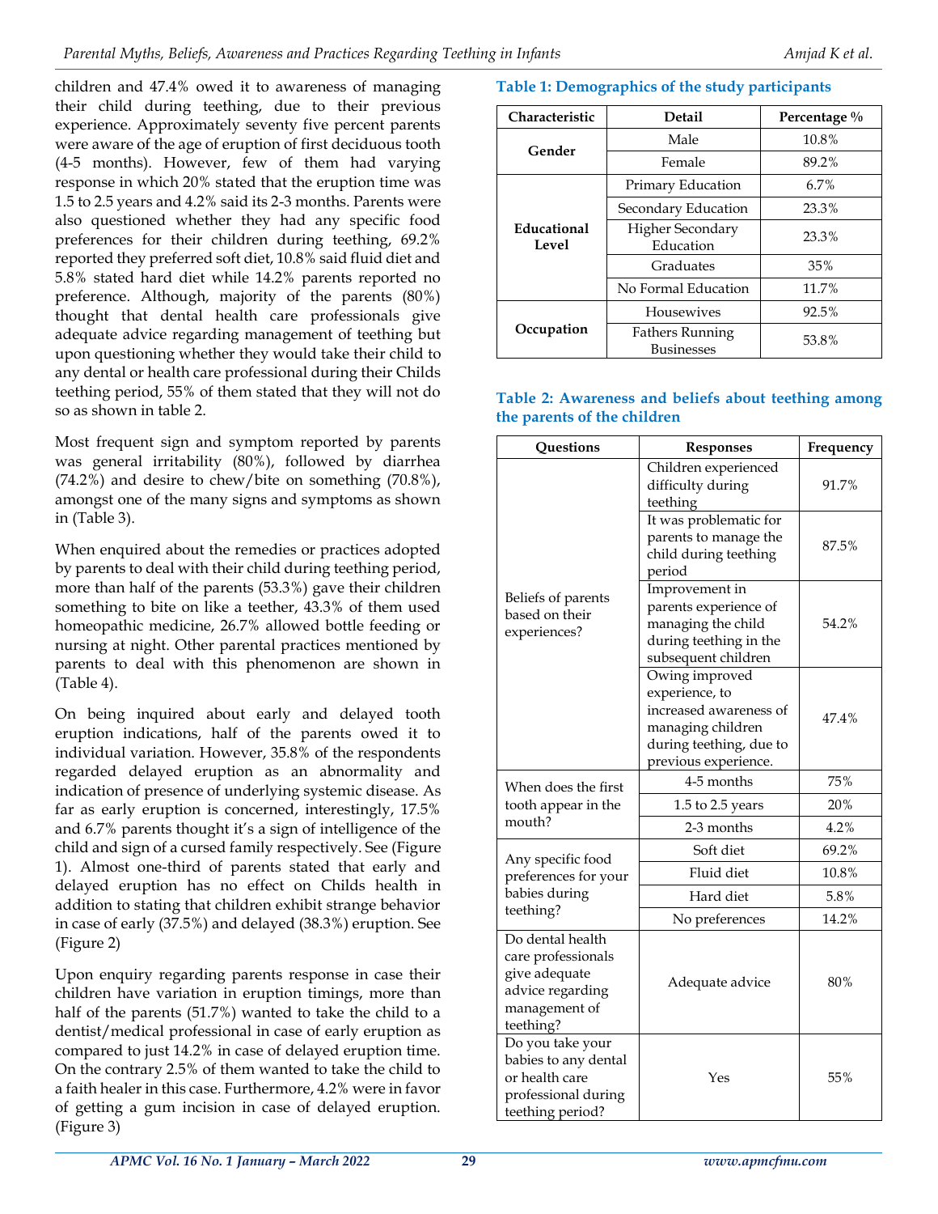children and 47.4% owed it to awareness of managing their child during teething, due to their previous experience. Approximately seventy five percent parents were aware of the age of eruption of first deciduous tooth (4-5 months). However, few of them had varying response in which 20% stated that the eruption time was 1.5 to 2.5 years and 4.2% said its 2-3 months. Parents were also questioned whether they had any specific food preferences for their children during teething, 69.2% reported they preferred soft diet, 10.8% said fluid diet and 5.8% stated hard diet while 14.2% parents reported no preference. Although, majority of the parents (80%) thought that dental health care professionals give adequate advice regarding management of teething but upon questioning whether they would take their child to any dental or health care professional during their Childs teething period, 55% of them stated that they will not do so as shown in table 2.

Most frequent sign and symptom reported by parents was general irritability (80%), followed by diarrhea (74.2%) and desire to chew/bite on something (70.8%), amongst one of the many signs and symptoms as shown in (Table 3).

When enquired about the remedies or practices adopted by parents to deal with their child during teething period, more than half of the parents (53.3%) gave their children something to bite on like a teether, 43.3% of them used homeopathic medicine, 26.7% allowed bottle feeding or nursing at night. Other parental practices mentioned by parents to deal with this phenomenon are shown in (Table 4).

On being inquired about early and delayed tooth eruption indications, half of the parents owed it to individual variation. However, 35.8% of the respondents regarded delayed eruption as an abnormality and indication of presence of underlying systemic disease. As far as early eruption is concerned, interestingly, 17.5% and 6.7% parents thought it's a sign of intelligence of the child and sign of a cursed family respectively. See (Figure 1). Almost one-third of parents stated that early and delayed eruption has no effect on Childs health in addition to stating that children exhibit strange behavior in case of early (37.5%) and delayed (38.3%) eruption. See (Figure 2)

Upon enquiry regarding parents response in case their children have variation in eruption timings, more than half of the parents (51.7%) wanted to take the child to a dentist/medical professional in case of early eruption as compared to just 14.2% in case of delayed eruption time. On the contrary 2.5% of them wanted to take the child to a faith healer in this case. Furthermore, 4.2% were in favor of getting a gum incision in case of delayed eruption. (Figure 3)

**Table 1: Demographics of the study participants**

| Characteristic | Detail | Percentage % |
|---|---|---|
| Gender | Male | 10.8% |
| | Female | 89.2% |
| Educational Level | Primary Education | 6.7% |
| | Secondary Education | 23.3% |
| | Higher Secondary Education | 23.3% |
| | Graduates | 35% |
| | No Formal Education | 11.7% |
| Occupation | Housewives | 92.5% |
| | Fathers Running Businesses | 53.8% |

**Table 2: Awareness and beliefs about teething among the parents of the children**

| Questions | Responses | Frequency |
|---|---|---|
| Beliefs of parents based on their experiences? | Children experienced difficulty during teething | 91.7% |
| | It was problematic for parents to manage the child during teething period | 87.5% |
| | Improvement in parents experience of managing the child during teething in the subsequent children | 54.2% |
| | Owing improved experience, to increased awareness of managing children during teething, due to previous experience. | 47.4% |
| When does the first tooth appear in the mouth? | 4-5 months | 75% |
| | 1.5 to 2.5 years | 20% |
| | 2-3 months | 4.2% |
| Any specific food preferences for your babies during teething? | Soft diet | 69.2% |
| | Fluid diet | 10.8% |
| | Hard diet | 5.8% |
| | No preferences | 14.2% |
| Do dental health care professionals give adequate advice regarding management of teething? | Adequate advice | 80% |
| Do you take your babies to any dental or health care professional during teething period? | Yes | 55% |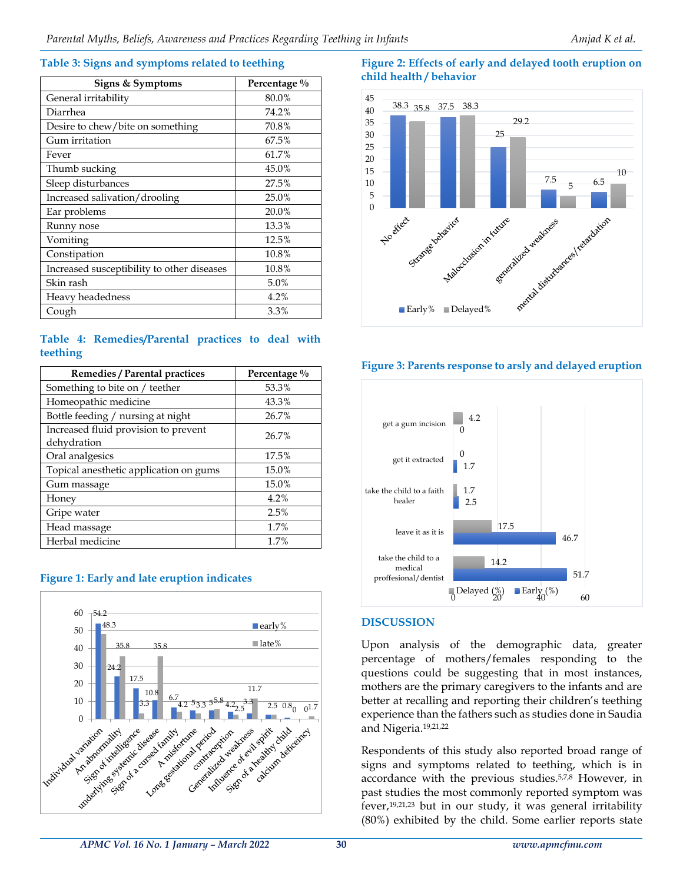### Table 3: Signs and symptoms related to teething

| Signs & Symptoms | Percentage % |
|---|---|
| General irritability | 80.0% |
| Diarrhea | 74.2% |
| Desire to chew/bite on something | 70.8% |
| Gum irritation | 67.5% |
| Fever | 61.7% |
| Thumb sucking | 45.0% |
| Sleep disturbances | 27.5% |
| Increased salivation/drooling | 25.0% |
| Ear problems | 20.0% |
| Runny nose | 13.3% |
| Vomiting | 12.5% |
| Constipation | 10.8% |
| Increased susceptibility to other diseases | 10.8% |
| Skin rash | 5.0% |
| Heavy headedness | 4.2% |
| Cough | 3.3% |

### Table 4: Remedies/Parental practices to deal with teething

| Remedies / Parental practices | Percentage % |
|---|---|
| Something to bite on / teether | 53.3% |
| Homeopathic medicine | 43.3% |
| Bottle feeding / nursing at night | 26.7% |
| Increased fluid provision to prevent dehydration | 26.7% |
| Oral analgesics | 17.5% |
| Topical anesthetic application on gums | 15.0% |
| Gum massage | 15.0% |
| Honey | 4.2% |
| Gripe water | 2.5% |
| Head massage | 1.7% |
| Herbal medicine | 1.7% |

### Figure 1: Early and late eruption indicates

| Indicator | early% | late% |
|---|---|---|
| Individual variation | 54.2 | 48.3 |
| An abnormality | 24.2 | 35.8 |
| Sign of intelligence | 17.5 | 3.3 |
| underlying systemic disease | 10.8 | 35.8 |
| Sign of a cursed family | 6.7 | 4.2 |
| A misfortune | 5 | 3.3 |
| Long gestational period | 5 | 5.8 |
| contraception | 4.2 | 2.5 |
| Generalized weakness | 3.3 | 11.7 |
| Influence of evil spirit | 2.5 | 2.5 |
| Sign of a healthy child | 0.8 | 0 |
| calcium deficeincy | 0 | 1.7 |

### Figure 2: Effects of early and delayed tooth eruption on child health / behavior

| Effect | Early% | Delayed% |
|---|---|---|
| No effect | 38.3 | 35.8 |
| Strange behavior | 37.5 | 38.3 |
| Malocclusion in future | 25 | 29.2 |
| generalized weakness | 7.5 | 5 |
| mental disturbances/retardation | 6.5 | 10 |

### Figure 3: Parents response to arsly and delayed eruption

| Response | Delayed (%) | Early (%) |
|---|---|---|
| get a gum incision | 4.2 | 0 |
| get it extracted | 0 | 1.7 |
| take the child to a faith healer | 1.7 | 2.5 |
| leave it as it is | 17.5 | 46.7 |
| take the child to a medical proffesional/dentist | 14.2 | 51.7 |

## DISCUSSION

Upon analysis of the demographic data, greater percentage of mothers/females responding to the questions could be suggesting that in most instances, mothers are the primary caregivers to the infants and are better at recalling and reporting their children's teething experience than the fathers such as studies done in Saudia and Nigeria.[19,21,22]

Respondents of this study also reported broad range of signs and symptoms related to teething, which is in accordance with the previous studies.[5,7,8] However, in past studies the most commonly reported symptom was fever,[19,21,23] but in our study, it was general irritability (80%) exhibited by the child. Some earlier reports state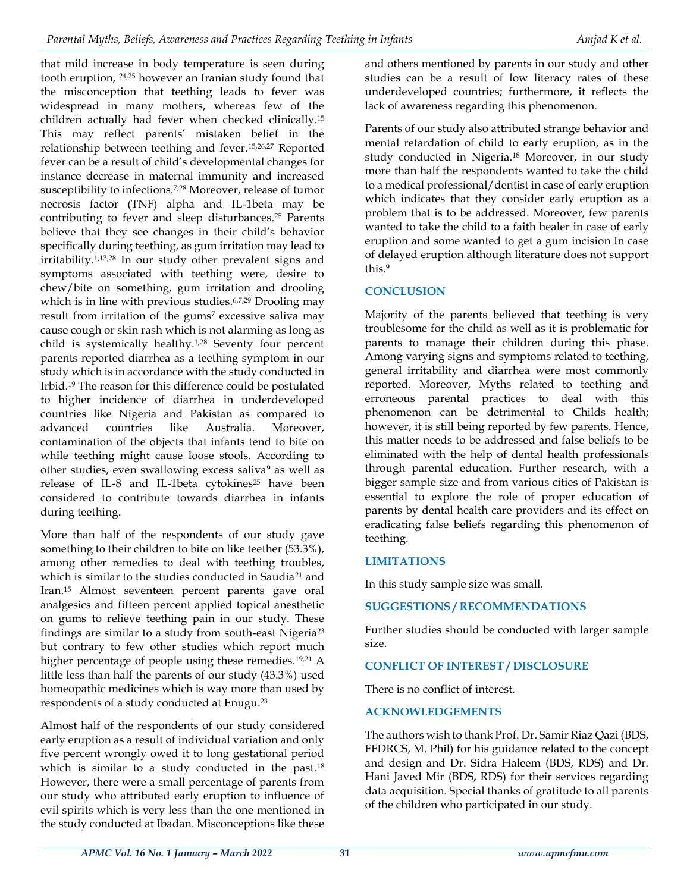that mild increase in body temperature is seen during tooth eruption, [24,25] however an Iranian study found that the misconception that teething leads to fever was widespread in many mothers, whereas few of the children actually had fever when checked clinically.[15] This may reflect parents' mistaken belief in the relationship between teething and fever.[15,26,27] Reported fever can be a result of child's developmental changes for instance decrease in maternal immunity and increased susceptibility to infections.[7,28] Moreover, release of tumor necrosis factor (TNF) alpha and IL-1beta may be contributing to fever and sleep disturbances.[25] Parents believe that they see changes in their child's behavior specifically during teething, as gum irritation may lead to irritability.[1,13,28] In our study other prevalent signs and symptoms associated with teething were, desire to chew/bite on something, gum irritation and drooling which is in line with previous studies.[6,7,29] Drooling may result from irritation of the gums[7] excessive saliva may cause cough or skin rash which is not alarming as long as child is systemically healthy.[1,28] Seventy four percent parents reported diarrhea as a teething symptom in our study which is in accordance with the study conducted in Irbid.[19] The reason for this difference could be postulated to higher incidence of diarrhea in underdeveloped countries like Nigeria and Pakistan as compared to advanced countries like Australia. Moreover, contamination of the objects that infants tend to bite on while teething might cause loose stools. According to other studies, even swallowing excess saliva[9] as well as release of IL-8 and IL-1beta cytokines[25] have been considered to contribute towards diarrhea in infants during teething.

More than half of the respondents of our study gave something to their children to bite on like teether (53.3%), among other remedies to deal with teething troubles, which is similar to the studies conducted in Saudia[21] and Iran.[15] Almost seventeen percent parents gave oral analgesics and fifteen percent applied topical anesthetic on gums to relieve teething pain in our study. These findings are similar to a study from south-east Nigeria[23] but contrary to few other studies which report much higher percentage of people using these remedies.[19,21] A little less than half the parents of our study (43.3%) used homeopathic medicines which is way more than used by respondents of a study conducted at Enugu.[23]

Almost half of the respondents of our study considered early eruption as a result of individual variation and only five percent wrongly owed it to long gestational period which is similar to a study conducted in the past.[18] However, there were a small percentage of parents from our study who attributed early eruption to influence of evil spirits which is very less than the one mentioned in the study conducted at Ibadan. Misconceptions like these and others mentioned by parents in our study and other studies can be a result of low literacy rates of these underdeveloped countries; furthermore, it reflects the lack of awareness regarding this phenomenon.

Parents of our study also attributed strange behavior and mental retardation of child to early eruption, as in the study conducted in Nigeria.[18] Moreover, in our study more than half the respondents wanted to take the child to a medical professional/dentist in case of early eruption which indicates that they consider early eruption as a problem that is to be addressed. Moreover, few parents wanted to take the child to a faith healer in case of early eruption and some wanted to get a gum incision In case of delayed eruption although literature does not support this.[9]

## CONCLUSION

Majority of the parents believed that teething is very troublesome for the child as well as it is problematic for parents to manage their children during this phase. Among varying signs and symptoms related to teething, general irritability and diarrhea were most commonly reported. Moreover, Myths related to teething and erroneous parental practices to deal with this phenomenon can be detrimental to Childs health; however, it is still being reported by few parents. Hence, this matter needs to be addressed and false beliefs to be eliminated with the help of dental health professionals through parental education. Further research, with a bigger sample size and from various cities of Pakistan is essential to explore the role of proper education of parents by dental health care providers and its effect on eradicating false beliefs regarding this phenomenon of teething.

## LIMITATIONS

In this study sample size was small.

## SUGGESTIONS / RECOMMENDATIONS

Further studies should be conducted with larger sample size.

## CONFLICT OF INTEREST / DISCLOSURE

There is no conflict of interest.

## ACKNOWLEDGEMENTS

The authors wish to thank Prof. Dr. Samir Riaz Qazi (BDS, FFDRCS, M. Phil) for his guidance related to the concept and design and Dr. Sidra Haleem (BDS, RDS) and Dr. Hani Javed Mir (BDS, RDS) for their services regarding data acquisition. Special thanks of gratitude to all parents of the children who participated in our study.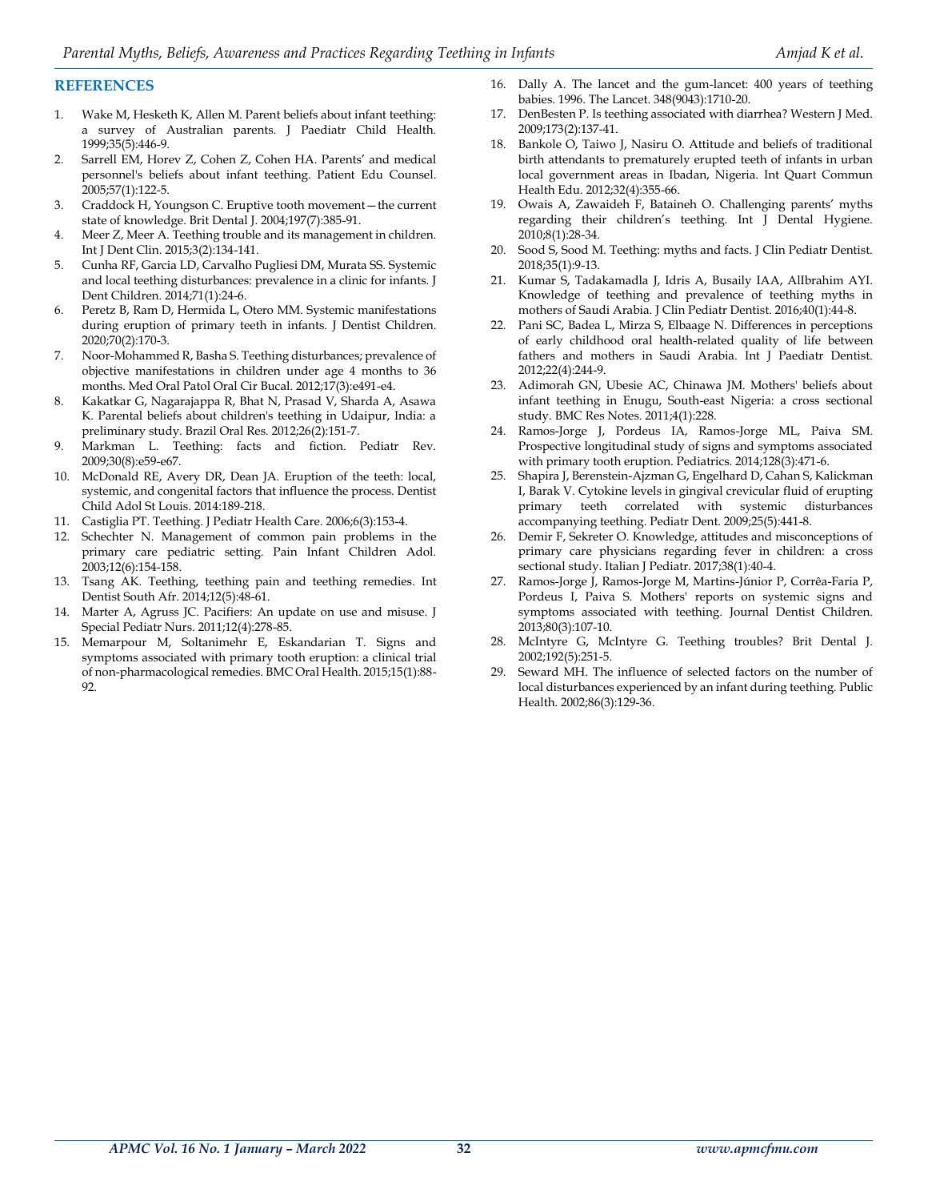## REFERENCES

1. Wake M, Hesketh K, Allen M. Parent beliefs about infant teething: a survey of Australian parents. J Paediatr Child Health. 1999;35(5):446-9.
2. Sarrell EM, Horev Z, Cohen Z, Cohen HA. Parents' and medical personnel's beliefs about infant teething. Patient Edu Counsel. 2005;57(1):122-5.
3. Craddock H, Youngson C. Eruptive tooth movement—the current state of knowledge. Brit Dental J. 2004;197(7):385-91.
4. Meer Z, Meer A. Teething trouble and its management in children. Int J Dent Clin. 2015;3(2):134-141.
5. Cunha RF, Garcia LD, Carvalho Pugliesi DM, Murata SS. Systemic and local teething disturbances: prevalence in a clinic for infants. J Dent Children. 2014;71(1):24-6.
6. Peretz B, Ram D, Hermida L, Otero MM. Systemic manifestations during eruption of primary teeth in infants. J Dentist Children. 2020;70(2):170-3.
7. Noor-Mohammed R, Basha S. Teething disturbances; prevalence of objective manifestations in children under age 4 months to 36 months. Med Oral Patol Oral Cir Bucal. 2012;17(3):e491-e4.
8. Kakatkar G, Nagarajappa R, Bhat N, Prasad V, Sharda A, Asawa K. Parental beliefs about children's teething in Udaipur, India: a preliminary study. Brazil Oral Res. 2012;26(2):151-7.
9. Markman L. Teething: facts and fiction. Pediatr Rev. 2009;30(8):e59-e67.
10. McDonald RE, Avery DR, Dean JA. Eruption of the teeth: local, systemic, and congenital factors that influence the process. Dentist Child Adol St Louis. 2014:189-218.
11. Castiglia PT. Teething. J Pediatr Health Care. 2006;6(3):153-4.
12. Schechter N. Management of common pain problems in the primary care pediatric setting. Pain Infant Children Adol. 2003;12(6):154-158.
13. Tsang AK. Teething, teething pain and teething remedies. Int Dentist South Afr. 2014;12(5):48-61.
14. Marter A, Agruss JC. Pacifiers: An update on use and misuse. J Special Pediatr Nurs. 2011;12(4):278-85.
15. Memarpour M, Soltanimehr E, Eskandarian T. Signs and symptoms associated with primary tooth eruption: a clinical trial of non-pharmacological remedies. BMC Oral Health. 2015;15(1):88-92.
16. Dally A. The lancet and the gum-lancet: 400 years of teething babies. 1996. The Lancet. 348(9043):1710-20.
17. DenBesten P. Is teething associated with diarrhea? Western J Med. 2009;173(2):137-41.
18. Bankole O, Taiwo J, Nasiru O. Attitude and beliefs of traditional birth attendants to prematurely erupted teeth of infants in urban local government areas in Ibadan, Nigeria. Int Quart Commun Health Edu. 2012;32(4):355-66.
19. Owais A, Zawaideh F, Bataineh O. Challenging parents' myths regarding their children's teething. Int J Dental Hygiene. 2010;8(1):28-34.
20. Sood S, Sood M. Teething: myths and facts. J Clin Pediatr Dentist. 2018;35(1):9-13.
21. Kumar S, Tadakamadla J, Idris A, Busaily IAA, AlIbrahim AYI. Knowledge of teething and prevalence of teething myths in mothers of Saudi Arabia. J Clin Pediatr Dentist. 2016;40(1):44-8.
22. Pani SC, Badea L, Mirza S, Elbaage N. Differences in perceptions of early childhood oral health-related quality of life between fathers and mothers in Saudi Arabia. Int J Paediatr Dentist. 2012;22(4):244-9.
23. Adimorah GN, Ubesie AC, Chinawa JM. Mothers' beliefs about infant teething in Enugu, South-east Nigeria: a cross sectional study. BMC Res Notes. 2011;4(1):228.
24. Ramos-Jorge J, Pordeus IA, Ramos-Jorge ML, Paiva SM. Prospective longitudinal study of signs and symptoms associated with primary tooth eruption. Pediatrics. 2014;128(3):471-6.
25. Shapira J, Berenstein-Ajzman G, Engelhard D, Cahan S, Kalickman I, Barak V. Cytokine levels in gingival crevicular fluid of erupting primary teeth correlated with systemic disturbances accompanying teething. Pediatr Dent. 2009;25(5):441-8.
26. Demir F, Sekreter O. Knowledge, attitudes and misconceptions of primary care physicians regarding fever in children: a cross sectional study. Italian J Pediatr. 2017;38(1):40-4.
27. Ramos-Jorge J, Ramos-Jorge M, Martins-Júnior P, Corrêa-Faria P, Pordeus I, Paiva S. Mothers' reports on systemic signs and symptoms associated with teething. Journal Dentist Children. 2013;80(3):107-10.
28. McIntyre G, McIntyre G. Teething troubles? Brit Dental J. 2002;192(5):251-5.
29. Seward MH. The influence of selected factors on the number of local disturbances experienced by an infant during teething. Public Health. 2002;86(3):129-36.